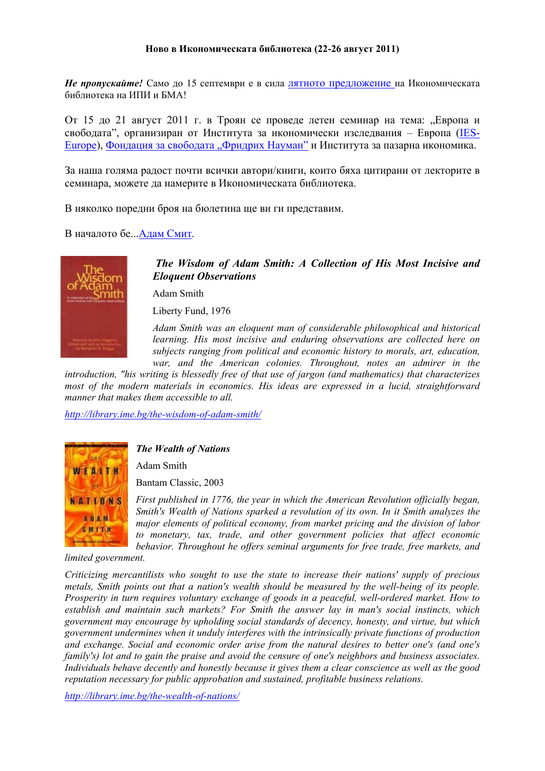**Ново в Икономическата библиотека (22-26 август 2011)**

***Не пропускайте!*** Само до 15 септември е в сила лятното предложение на Икономическата библиотека на ИПИ и БМА!

От 15 до 21 август 2011 г. в Троян се проведе летен семинар на тема: „Европа и свободата", организиран от Института за икономически изследвания – Европа (IES-Europe), Фондация за свободата „Фридрих Науман" и Института за пазарна икономика.

За наша голяма радост почти всички автори/книги, които бяха цитирани от лекторите в семинара, можете да намерите в Икономическата библиотека.

В няколко поредни броя на бюлетина ще ви ги представим.

В началото бе...Адам Смит.

***The Wisdom of Adam Smith: A Collection of His Most Incisive and Eloquent Observations***

Adam Smith

Liberty Fund, 1976

*Adam Smith was an eloquent man of considerable philosophical and historical learning. His most incisive and enduring observations are collected here on subjects ranging from political and economic history to morals, art, education, war, and the American colonies. Throughout, notes an admirer in the introduction, "his writing is blessedly free of that use of jargon (and mathematics) that characterizes most of the modern materials in economics. His ideas are expressed in a lucid, straightforward manner that makes them accessible to all.*

*http://library.ime.bg/the-wisdom-of-adam-smith/*

***The Wealth of Nations***

Adam Smith

Bantam Classic, 2003

*First published in 1776, the year in which the American Revolution officially began, Smith's Wealth of Nations sparked a revolution of its own. In it Smith analyzes the major elements of political economy, from market pricing and the division of labor to monetary, tax, trade, and other government policies that affect economic behavior. Throughout he offers seminal arguments for free trade, free markets, and limited government.*

*Criticizing mercantilists who sought to use the state to increase their nations' supply of precious metals, Smith points out that a nation's wealth should be measured by the well-being of its people. Prosperity in turn requires voluntary exchange of goods in a peaceful, well-ordered market. How to establish and maintain such markets? For Smith the answer lay in man's social instincts, which government may encourage by upholding social standards of decency, honesty, and virtue, but which government undermines when it unduly interferes with the intrinsically private functions of production and exchange. Social and economic order arise from the natural desires to better one's (and one's family's) lot and to gain the praise and avoid the censure of one's neighbors and business associates. Individuals behave decently and honestly because it gives them a clear conscience as well as the good reputation necessary for public approbation and sustained, profitable business relations.*

*http://library.ime.bg/the-wealth-of-nations/*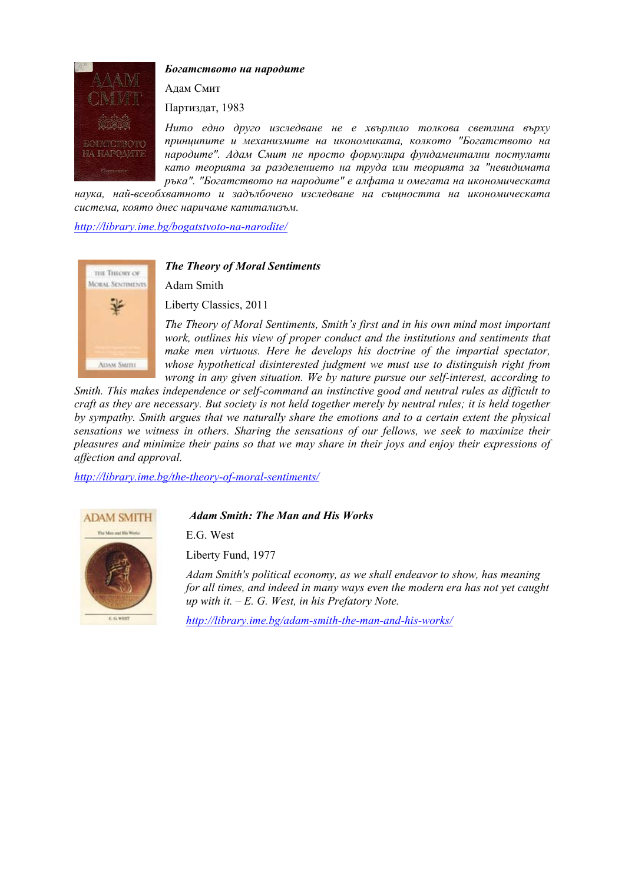***Богатството на народите***

Адам Смит

Партиздат, 1983

*Нито едно друго изследване не е хвърлило толкова светлина върху принципите и механизмите на икономиката, колкото "Богатството на народите". Адам Смит не просто формулира фундаментални постулати като теорията за разделението на труда или теорията за "невидимата ръка". "Богатството на народите" е алфата и омегата на икономическата наука, най-всеобхватното и задълбочено изследване на същността на икономическата система, която днес наричаме капитализъм.*

http://library.ime.bg/bogatstvoto-na-narodite/

***The Theory of Moral Sentiments***

Adam Smith

Liberty Classics, 2011

*The Theory of Moral Sentiments, Smith's first and in his own mind most important work, outlines his view of proper conduct and the institutions and sentiments that make men virtuous. Here he develops his doctrine of the impartial spectator, whose hypothetical disinterested judgment we must use to distinguish right from wrong in any given situation. We by nature pursue our self-interest, according to Smith. This makes independence or self-command an instinctive good and neutral rules as difficult to craft as they are necessary. But society is not held together merely by neutral rules; it is held together by sympathy. Smith argues that we naturally share the emotions and to a certain extent the physical sensations we witness in others. Sharing the sensations of our fellows, we seek to maximize their pleasures and minimize their pains so that we may share in their joys and enjoy their expressions of affection and approval.*

http://library.ime.bg/the-theory-of-moral-sentiments/

***Adam Smith: The Man and His Works***

E.G. West

Liberty Fund, 1977

*Adam Smith's political economy, as we shall endeavor to show, has meaning for all times, and indeed in many ways even the modern era has not yet caught up with it. – E. G. West, in his Prefatory Note.*

http://library.ime.bg/adam-smith-the-man-and-his-works/